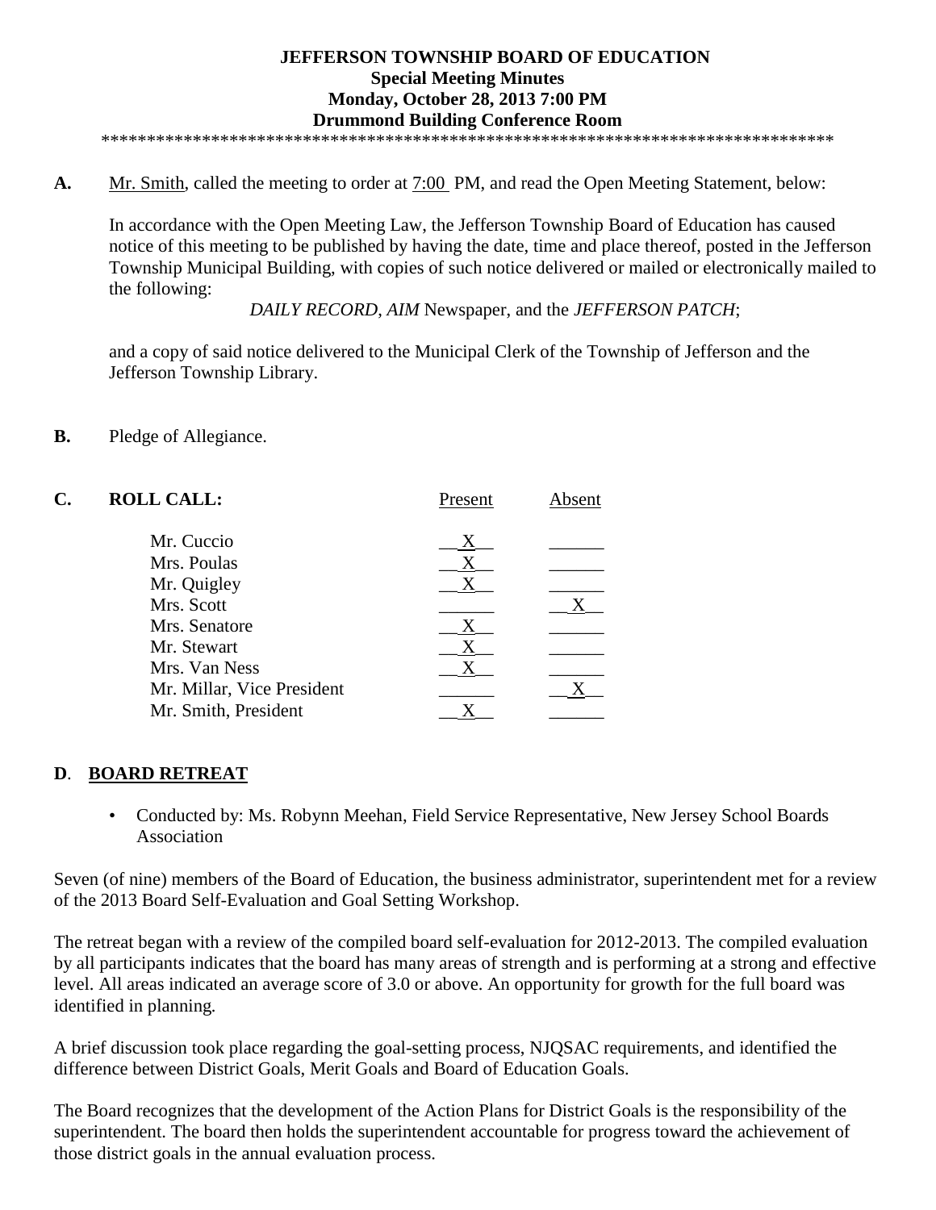# JEFFERSON TOWNSHIP BOARD OF EDUCATION
## Special Meeting Minutes
## Monday, October 28, 2013 7:00 PM
## Drummond Building Conference Room

*********************************************************************************

**A.** Mr. Smith, called the meeting to order at 7:00 PM, and read the Open Meeting Statement, below:

In accordance with the Open Meeting Law, the Jefferson Township Board of Education has caused notice of this meeting to be published by having the date, time and place thereof, posted in the Jefferson Township Municipal Building, with copies of such notice delivered or mailed or electronically mailed to the following:

*DAILY RECORD*, *AIM* Newspaper, and the *JEFFERSON PATCH*;

and a copy of said notice delivered to the Municipal Clerk of the Township of Jefferson and the Jefferson Township Library.

**B.** Pledge of Allegiance.

**C. ROLL CALL:**

| | Present | Absent |
|---|---|---|
| Mr. Cuccio | X | |
| Mrs. Poulas | X | |
| Mr. Quigley | X | |
| Mrs. Scott | | X |
| Mrs. Senatore | X | |
| Mr. Stewart | X | |
| Mrs. Van Ness | X | |
| Mr. Millar, Vice President | | X |
| Mr. Smith, President | X | |

**D. BOARD RETREAT**

- Conducted by: Ms. Robynn Meehan, Field Service Representative, New Jersey School Boards Association

Seven (of nine) members of the Board of Education, the business administrator, superintendent met for a review of the 2013 Board Self-Evaluation and Goal Setting Workshop.

The retreat began with a review of the compiled board self-evaluation for 2012-2013. The compiled evaluation by all participants indicates that the board has many areas of strength and is performing at a strong and effective level. All areas indicated an average score of 3.0 or above. An opportunity for growth for the full board was identified in planning.

A brief discussion took place regarding the goal-setting process, NJQSAC requirements, and identified the difference between District Goals, Merit Goals and Board of Education Goals.

The Board recognizes that the development of the Action Plans for District Goals is the responsibility of the superintendent. The board then holds the superintendent accountable for progress toward the achievement of those district goals in the annual evaluation process.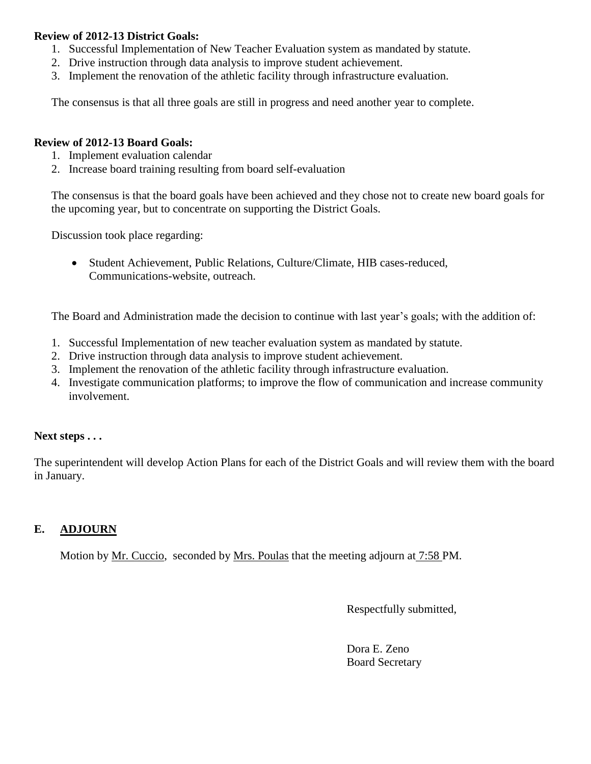**Review of 2012-13 District Goals:**

1. Successful Implementation of New Teacher Evaluation system as mandated by statute.
2. Drive instruction through data analysis to improve student achievement.
3. Implement the renovation of the athletic facility through infrastructure evaluation.

The consensus is that all three goals are still in progress and need another year to complete.

**Review of 2012-13 Board Goals:**

1. Implement evaluation calendar
2. Increase board training resulting from board self-evaluation

The consensus is that the board goals have been achieved and they chose not to create new board goals for the upcoming year, but to concentrate on supporting the District Goals.

Discussion took place regarding:

- Student Achievement, Public Relations, Culture/Climate, HIB cases-reduced, Communications-website, outreach.

The Board and Administration made the decision to continue with last year's goals; with the addition of:

1. Successful Implementation of new teacher evaluation system as mandated by statute.
2. Drive instruction through data analysis to improve student achievement.
3. Implement the renovation of the athletic facility through infrastructure evaluation.
4. Investigate communication platforms; to improve the flow of communication and increase community involvement.

**Next steps . . .**

The superintendent will develop Action Plans for each of the District Goals and will review them with the board in January.

## E. ADJOURN

Motion by Mr. Cuccio, seconded by Mrs. Poulas that the meeting adjourn at 7:58 PM.

Respectfully submitted,

Dora E. Zeno
Board Secretary